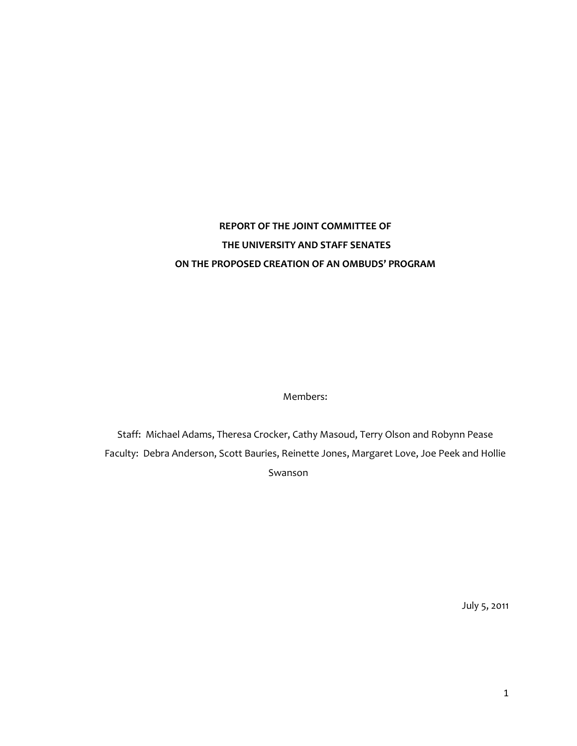# REPORT OF THE JOINT COMMITTEE OF THE UNIVERSITY AND STAFF SENATES ON THE PROPOSED CREATION OF AN OMBUDS' PROGRAM

Members:

Staff: Michael Adams, Theresa Crocker, Cathy Masoud, Terry Olson and Robynn Pease

Faculty: Debra Anderson, Scott Bauries, Reinette Jones, Margaret Love, Joe Peek and Hollie Swanson

July 5, 2011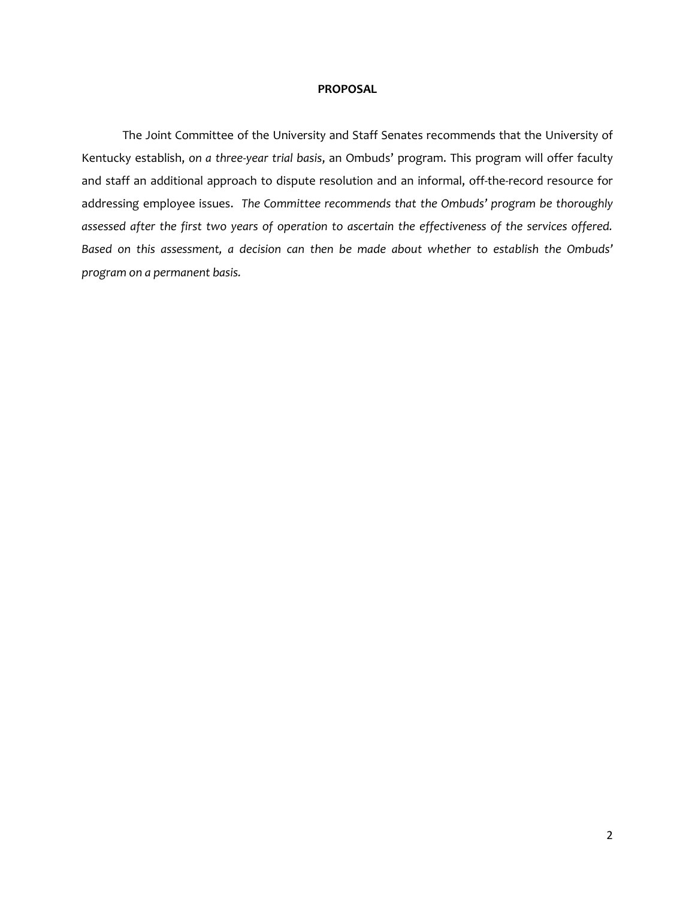## PROPOSAL

The Joint Committee of the University and Staff Senates recommends that the University of Kentucky establish, *on a three-year trial basis*, an Ombuds' program. This program will offer faculty and staff an additional approach to dispute resolution and an informal, off-the-record resource for addressing employee issues. *The Committee recommends that the Ombuds' program be thoroughly assessed after the first two years of operation to ascertain the effectiveness of the services offered. Based on this assessment, a decision can then be made about whether to establish the Ombuds' program on a permanent basis.*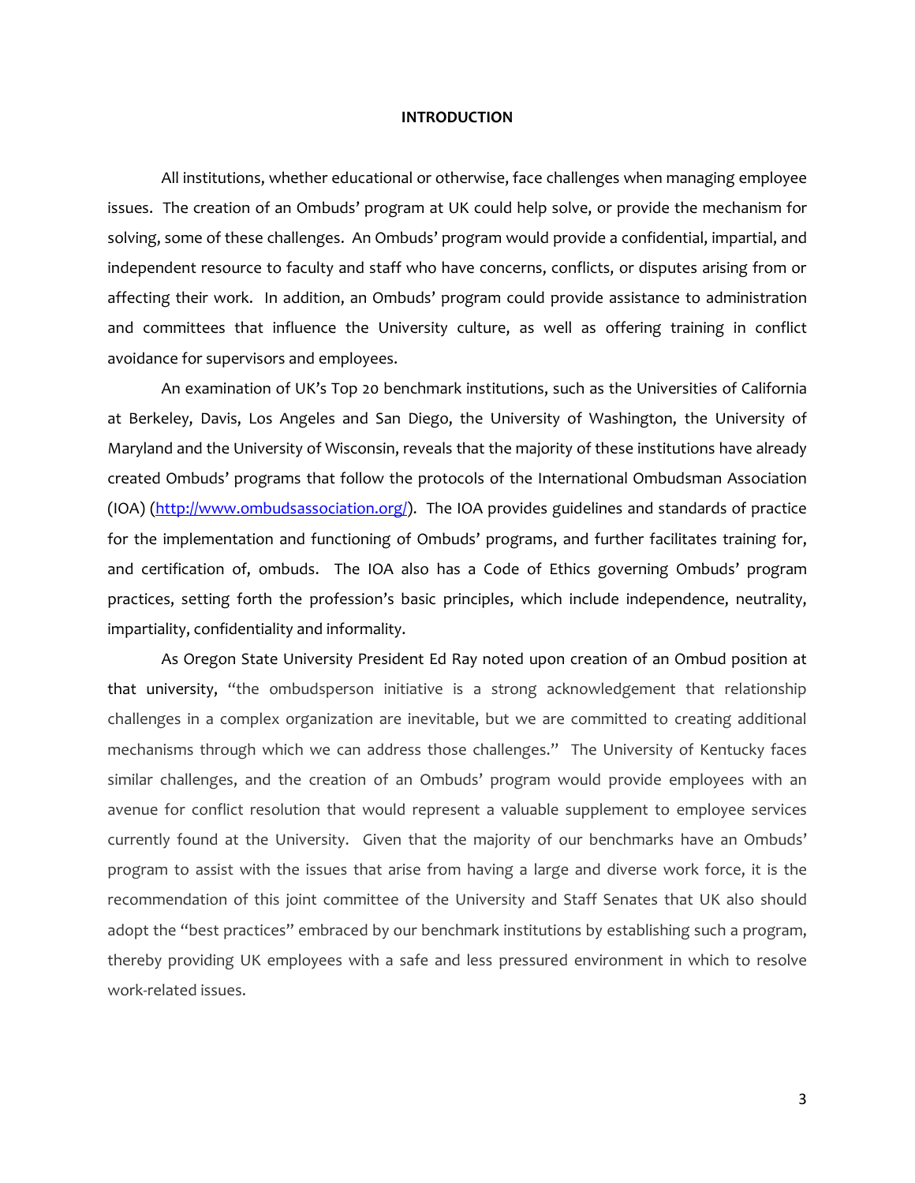## INTRODUCTION

All institutions, whether educational or otherwise, face challenges when managing employee issues. The creation of an Ombuds' program at UK could help solve, or provide the mechanism for solving, some of these challenges. An Ombuds' program would provide a confidential, impartial, and independent resource to faculty and staff who have concerns, conflicts, or disputes arising from or affecting their work. In addition, an Ombuds' program could provide assistance to administration and committees that influence the University culture, as well as offering training in conflict avoidance for supervisors and employees.

An examination of UK's Top 20 benchmark institutions, such as the Universities of California at Berkeley, Davis, Los Angeles and San Diego, the University of Washington, the University of Maryland and the University of Wisconsin, reveals that the majority of these institutions have already created Ombuds' programs that follow the protocols of the International Ombudsman Association (IOA) (http://www.ombudsassociation.org/). The IOA provides guidelines and standards of practice for the implementation and functioning of Ombuds' programs, and further facilitates training for, and certification of, ombuds. The IOA also has a Code of Ethics governing Ombuds' program practices, setting forth the profession's basic principles, which include independence, neutrality, impartiality, confidentiality and informality.

As Oregon State University President Ed Ray noted upon creation of an Ombud position at that university, "the ombudsperson initiative is a strong acknowledgement that relationship challenges in a complex organization are inevitable, but we are committed to creating additional mechanisms through which we can address those challenges." The University of Kentucky faces similar challenges, and the creation of an Ombuds' program would provide employees with an avenue for conflict resolution that would represent a valuable supplement to employee services currently found at the University. Given that the majority of our benchmarks have an Ombuds' program to assist with the issues that arise from having a large and diverse work force, it is the recommendation of this joint committee of the University and Staff Senates that UK also should adopt the "best practices" embraced by our benchmark institutions by establishing such a program, thereby providing UK employees with a safe and less pressured environment in which to resolve work-related issues.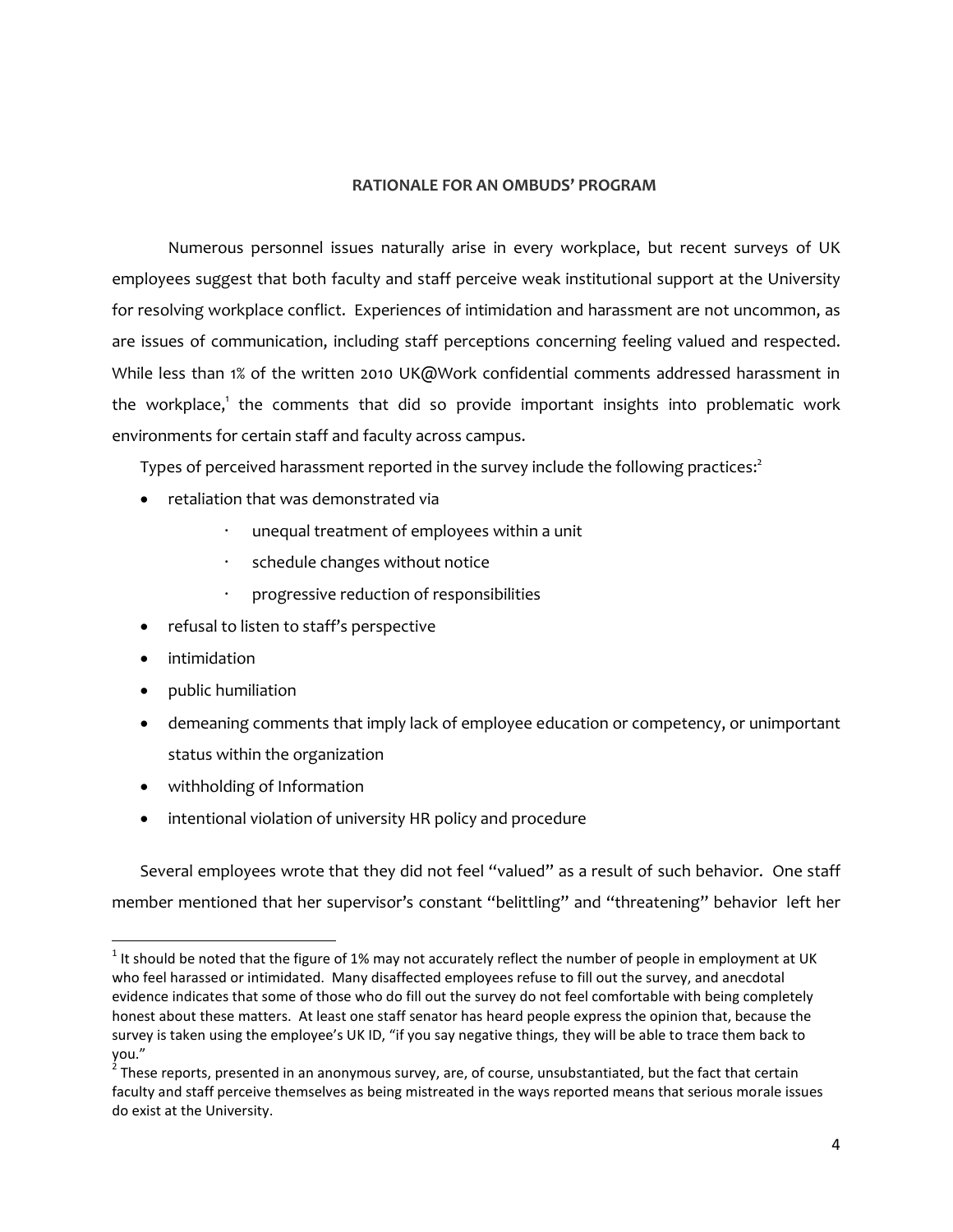## RATIONALE FOR AN OMBUDS' PROGRAM

Numerous personnel issues naturally arise in every workplace, but recent surveys of UK employees suggest that both faculty and staff perceive weak institutional support at the University for resolving workplace conflict. Experiences of intimidation and harassment are not uncommon, as are issues of communication, including staff perceptions concerning feeling valued and respected. While less than 1% of the written 2010 UK@Work confidential comments addressed harassment in the workplace,[1] the comments that did so provide important insights into problematic work environments for certain staff and faculty across campus.

Types of perceived harassment reported in the survey include the following practices:[2]

- retaliation that was demonstrated via
  - unequal treatment of employees within a unit
  - schedule changes without notice
  - progressive reduction of responsibilities
- refusal to listen to staff's perspective
- intimidation
- public humiliation
- demeaning comments that imply lack of employee education or competency, or unimportant status within the organization
- withholding of Information
- intentional violation of university HR policy and procedure

Several employees wrote that they did not feel "valued" as a result of such behavior. One staff member mentioned that her supervisor's constant "belittling" and "threatening" behavior left her

---

[1] It should be noted that the figure of 1% may not accurately reflect the number of people in employment at UK who feel harassed or intimidated. Many disaffected employees refuse to fill out the survey, and anecdotal evidence indicates that some of those who do fill out the survey do not feel comfortable with being completely honest about these matters. At least one staff senator has heard people express the opinion that, because the survey is taken using the employee's UK ID, "if you say negative things, they will be able to trace them back to you."

[2] These reports, presented in an anonymous survey, are, of course, unsubstantiated, but the fact that certain faculty and staff perceive themselves as being mistreated in the ways reported means that serious morale issues do exist at the University.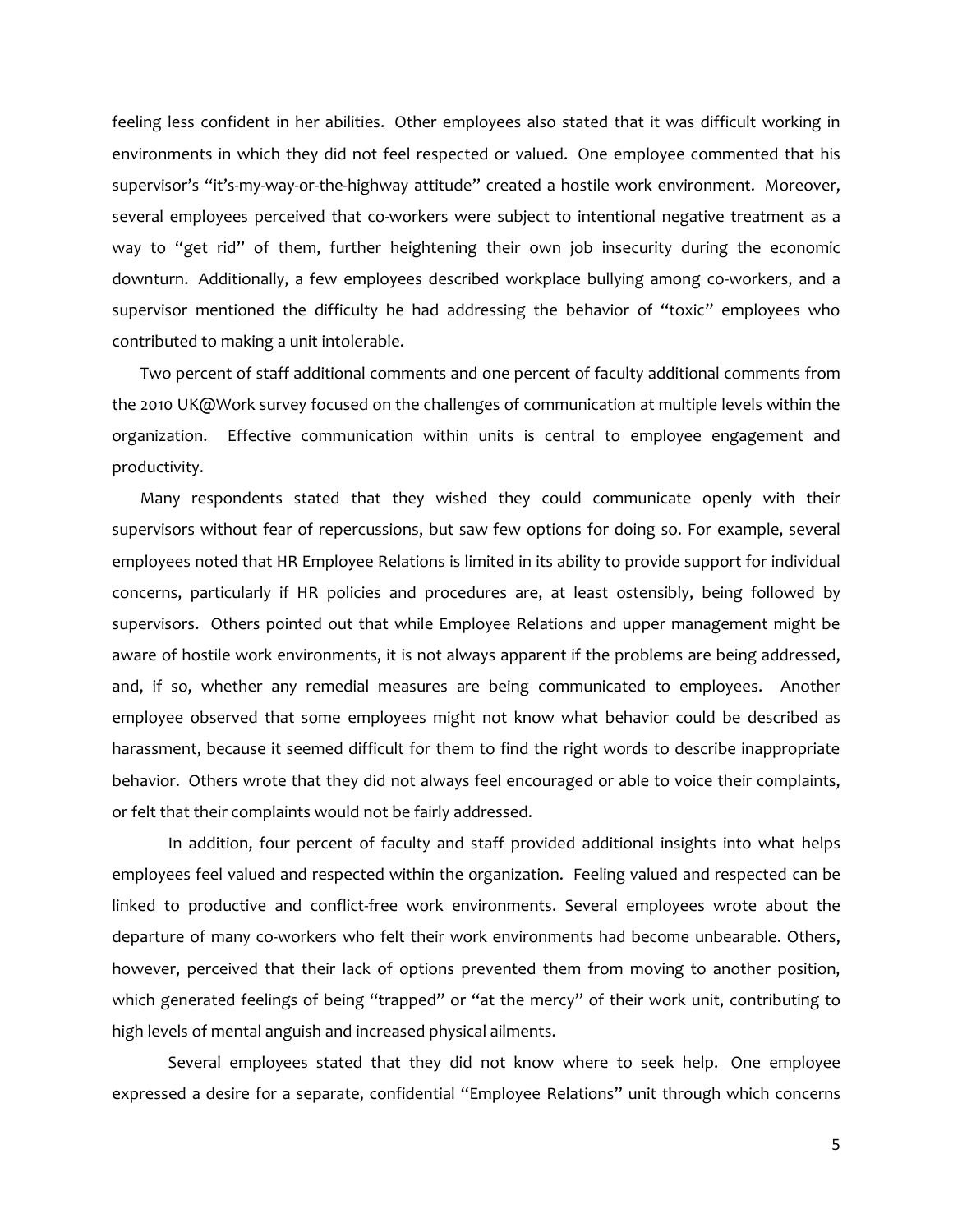feeling less confident in her abilities. Other employees also stated that it was difficult working in environments in which they did not feel respected or valued. One employee commented that his supervisor's "it's-my-way-or-the-highway attitude" created a hostile work environment. Moreover, several employees perceived that co-workers were subject to intentional negative treatment as a way to "get rid" of them, further heightening their own job insecurity during the economic downturn. Additionally, a few employees described workplace bullying among co-workers, and a supervisor mentioned the difficulty he had addressing the behavior of "toxic" employees who contributed to making a unit intolerable.

Two percent of staff additional comments and one percent of faculty additional comments from the 2010 UK@Work survey focused on the challenges of communication at multiple levels within the organization. Effective communication within units is central to employee engagement and productivity.

Many respondents stated that they wished they could communicate openly with their supervisors without fear of repercussions, but saw few options for doing so. For example, several employees noted that HR Employee Relations is limited in its ability to provide support for individual concerns, particularly if HR policies and procedures are, at least ostensibly, being followed by supervisors. Others pointed out that while Employee Relations and upper management might be aware of hostile work environments, it is not always apparent if the problems are being addressed, and, if so, whether any remedial measures are being communicated to employees. Another employee observed that some employees might not know what behavior could be described as harassment, because it seemed difficult for them to find the right words to describe inappropriate behavior. Others wrote that they did not always feel encouraged or able to voice their complaints, or felt that their complaints would not be fairly addressed.

In addition, four percent of faculty and staff provided additional insights into what helps employees feel valued and respected within the organization. Feeling valued and respected can be linked to productive and conflict-free work environments. Several employees wrote about the departure of many co-workers who felt their work environments had become unbearable. Others, however, perceived that their lack of options prevented them from moving to another position, which generated feelings of being "trapped" or "at the mercy" of their work unit, contributing to high levels of mental anguish and increased physical ailments.

Several employees stated that they did not know where to seek help. One employee expressed a desire for a separate, confidential "Employee Relations" unit through which concerns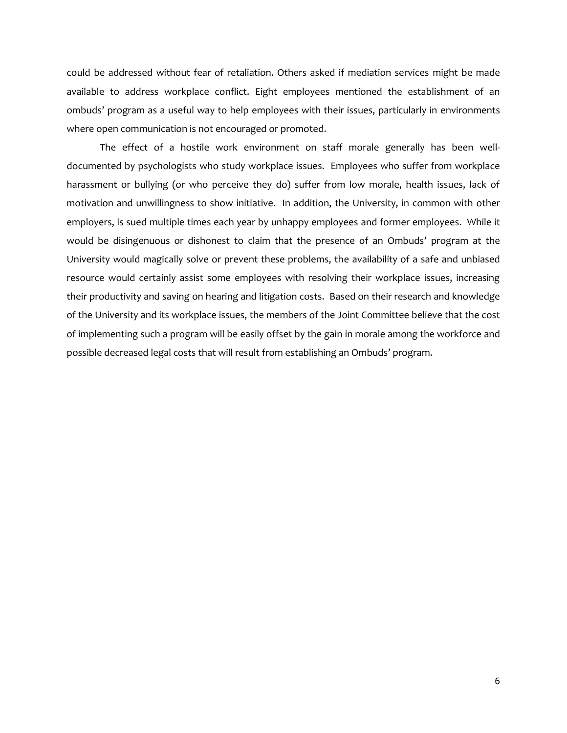could be addressed without fear of retaliation. Others asked if mediation services might be made available to address workplace conflict. Eight employees mentioned the establishment of an ombuds' program as a useful way to help employees with their issues, particularly in environments where open communication is not encouraged or promoted.

The effect of a hostile work environment on staff morale generally has been well-documented by psychologists who study workplace issues. Employees who suffer from workplace harassment or bullying (or who perceive they do) suffer from low morale, health issues, lack of motivation and unwillingness to show initiative. In addition, the University, in common with other employers, is sued multiple times each year by unhappy employees and former employees. While it would be disingenuous or dishonest to claim that the presence of an Ombuds' program at the University would magically solve or prevent these problems, the availability of a safe and unbiased resource would certainly assist some employees with resolving their workplace issues, increasing their productivity and saving on hearing and litigation costs. Based on their research and knowledge of the University and its workplace issues, the members of the Joint Committee believe that the cost of implementing such a program will be easily offset by the gain in morale among the workforce and possible decreased legal costs that will result from establishing an Ombuds' program.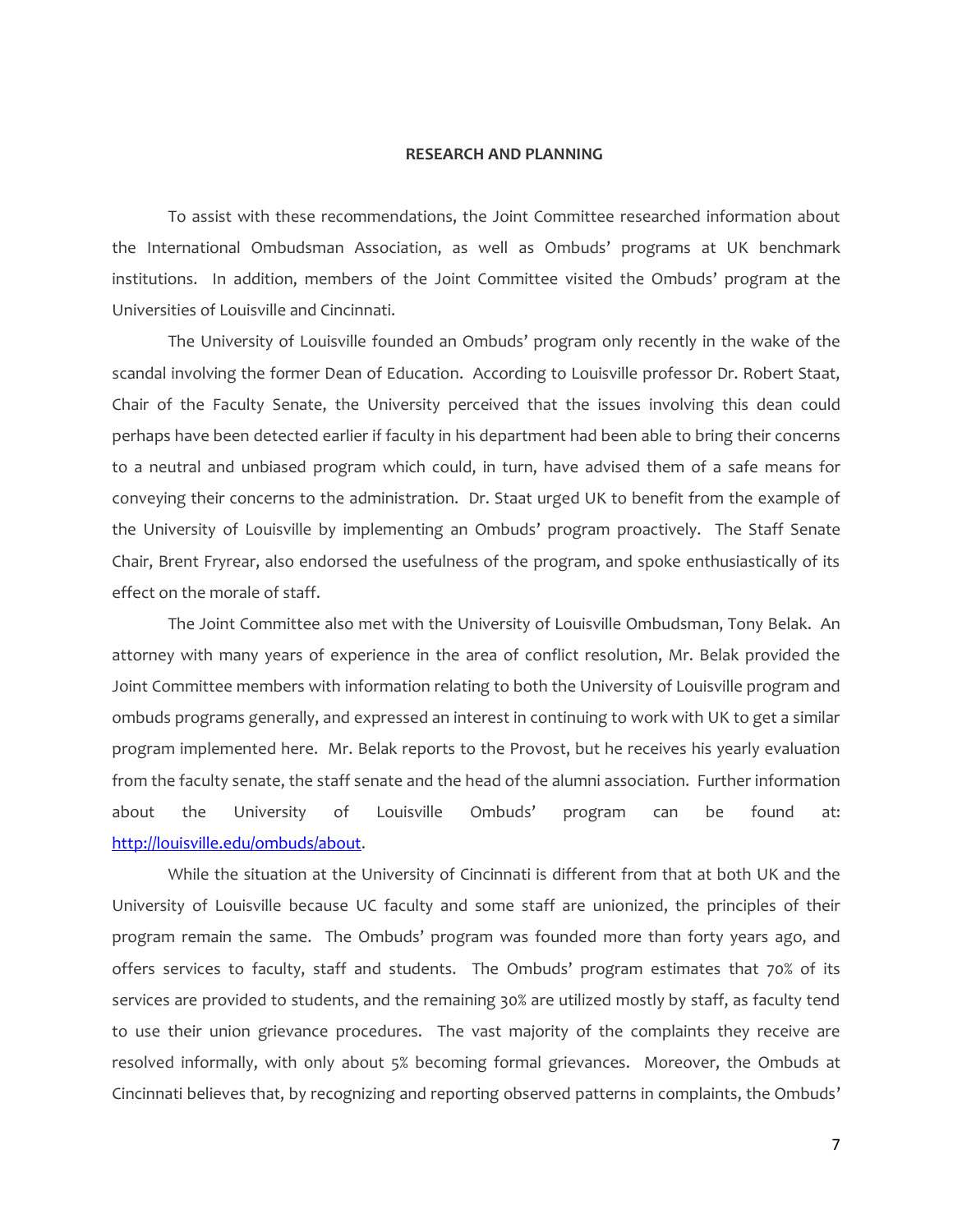## RESEARCH AND PLANNING

To assist with these recommendations, the Joint Committee researched information about the International Ombudsman Association, as well as Ombuds' programs at UK benchmark institutions. In addition, members of the Joint Committee visited the Ombuds' program at the Universities of Louisville and Cincinnati.

The University of Louisville founded an Ombuds' program only recently in the wake of the scandal involving the former Dean of Education. According to Louisville professor Dr. Robert Staat, Chair of the Faculty Senate, the University perceived that the issues involving this dean could perhaps have been detected earlier if faculty in his department had been able to bring their concerns to a neutral and unbiased program which could, in turn, have advised them of a safe means for conveying their concerns to the administration. Dr. Staat urged UK to benefit from the example of the University of Louisville by implementing an Ombuds' program proactively. The Staff Senate Chair, Brent Fryrear, also endorsed the usefulness of the program, and spoke enthusiastically of its effect on the morale of staff.

The Joint Committee also met with the University of Louisville Ombudsman, Tony Belak. An attorney with many years of experience in the area of conflict resolution, Mr. Belak provided the Joint Committee members with information relating to both the University of Louisville program and ombuds programs generally, and expressed an interest in continuing to work with UK to get a similar program implemented here. Mr. Belak reports to the Provost, but he receives his yearly evaluation from the faculty senate, the staff senate and the head of the alumni association. Further information about the University of Louisville Ombuds' program can be found at: [http://louisville.edu/ombuds/about](http://louisville.edu/ombuds/about).

While the situation at the University of Cincinnati is different from that at both UK and the University of Louisville because UC faculty and some staff are unionized, the principles of their program remain the same. The Ombuds' program was founded more than forty years ago, and offers services to faculty, staff and students. The Ombuds' program estimates that 70% of its services are provided to students, and the remaining 30% are utilized mostly by staff, as faculty tend to use their union grievance procedures. The vast majority of the complaints they receive are resolved informally, with only about 5% becoming formal grievances. Moreover, the Ombuds at Cincinnati believes that, by recognizing and reporting observed patterns in complaints, the Ombuds'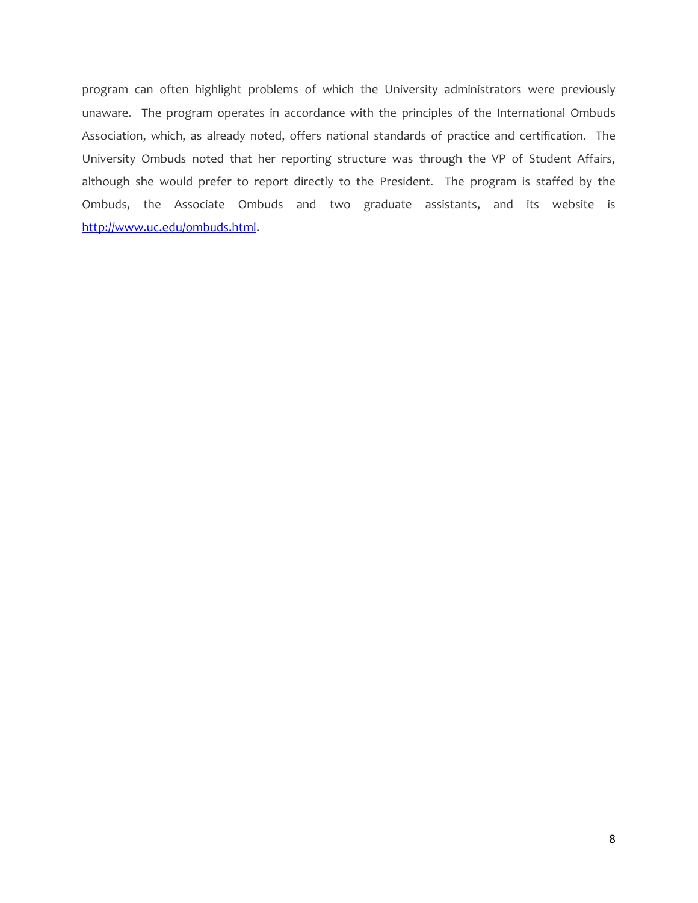program can often highlight problems of which the University administrators were previously unaware. The program operates in accordance with the principles of the International Ombuds Association, which, as already noted, offers national standards of practice and certification. The University Ombuds noted that her reporting structure was through the VP of Student Affairs, although she would prefer to report directly to the President. The program is staffed by the Ombuds, the Associate Ombuds and two graduate assistants, and its website is [http://www.uc.edu/ombuds.html](http://www.uc.edu/ombuds.html).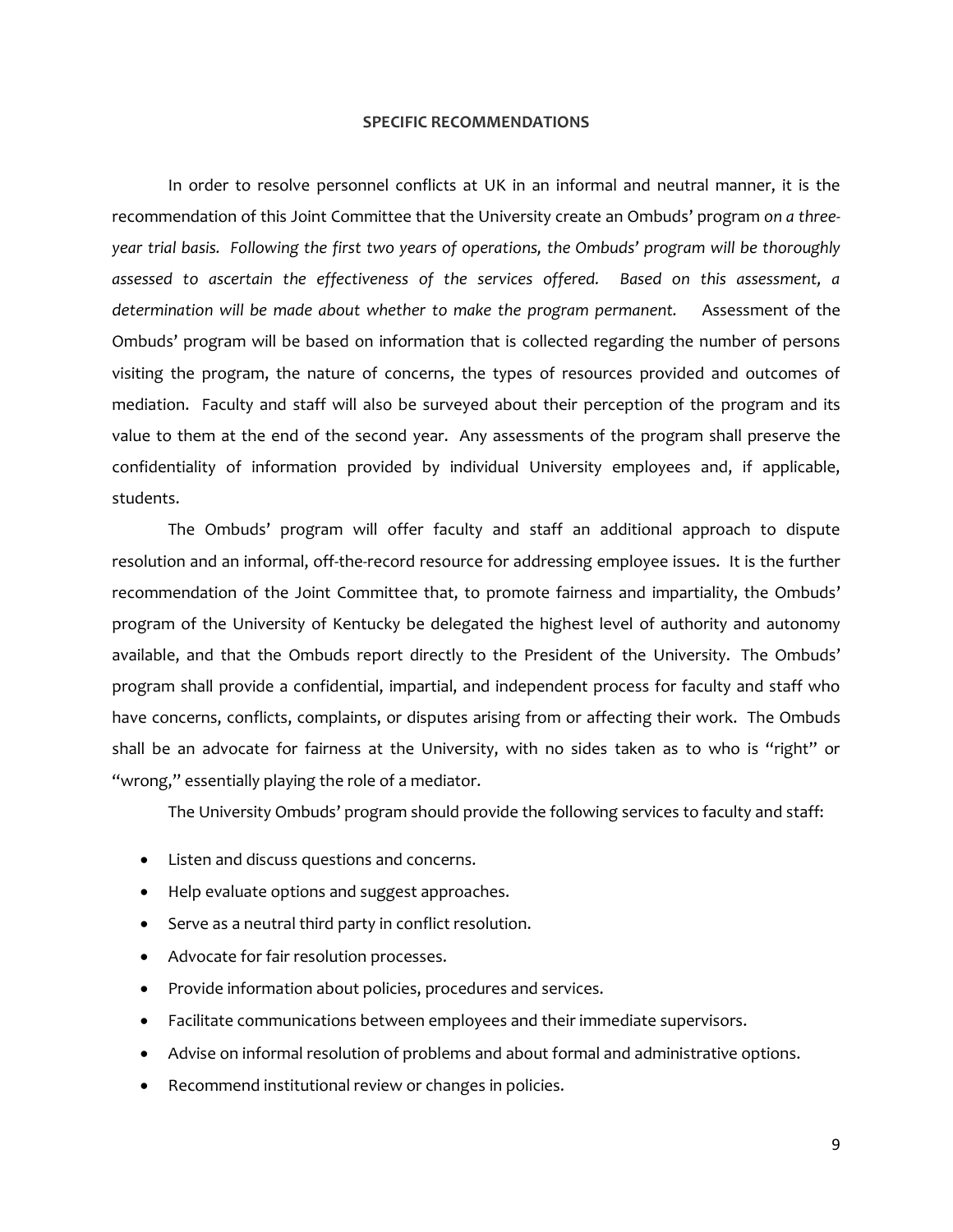## SPECIFIC RECOMMENDATIONS

In order to resolve personnel conflicts at UK in an informal and neutral manner, it is the recommendation of this Joint Committee that the University create an Ombuds' program *on a three-year trial basis. Following the first two years of operations, the Ombuds' program will be thoroughly assessed to ascertain the effectiveness of the services offered. Based on this assessment, a determination will be made about whether to make the program permanent.* Assessment of the Ombuds' program will be based on information that is collected regarding the number of persons visiting the program, the nature of concerns, the types of resources provided and outcomes of mediation. Faculty and staff will also be surveyed about their perception of the program and its value to them at the end of the second year. Any assessments of the program shall preserve the confidentiality of information provided by individual University employees and, if applicable, students.

The Ombuds' program will offer faculty and staff an additional approach to dispute resolution and an informal, off-the-record resource for addressing employee issues. It is the further recommendation of the Joint Committee that, to promote fairness and impartiality, the Ombuds' program of the University of Kentucky be delegated the highest level of authority and autonomy available, and that the Ombuds report directly to the President of the University. The Ombuds' program shall provide a confidential, impartial, and independent process for faculty and staff who have concerns, conflicts, complaints, or disputes arising from or affecting their work. The Ombuds shall be an advocate for fairness at the University, with no sides taken as to who is "right" or "wrong," essentially playing the role of a mediator.

The University Ombuds' program should provide the following services to faculty and staff:

- Listen and discuss questions and concerns.
- Help evaluate options and suggest approaches.
- Serve as a neutral third party in conflict resolution.
- Advocate for fair resolution processes.
- Provide information about policies, procedures and services.
- Facilitate communications between employees and their immediate supervisors.
- Advise on informal resolution of problems and about formal and administrative options.
- Recommend institutional review or changes in policies.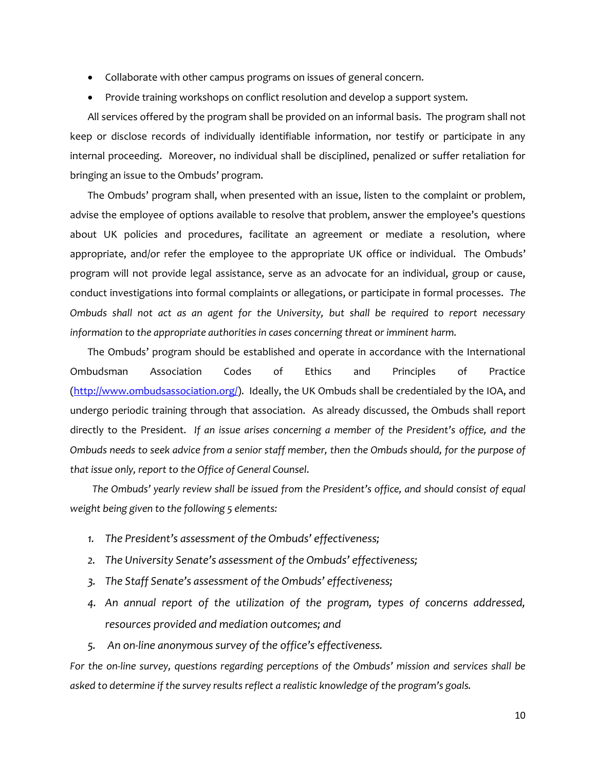- Collaborate with other campus programs on issues of general concern.
- Provide training workshops on conflict resolution and develop a support system.

All services offered by the program shall be provided on an informal basis. The program shall not keep or disclose records of individually identifiable information, nor testify or participate in any internal proceeding. Moreover, no individual shall be disciplined, penalized or suffer retaliation for bringing an issue to the Ombuds' program.

The Ombuds' program shall, when presented with an issue, listen to the complaint or problem, advise the employee of options available to resolve that problem, answer the employee's questions about UK policies and procedures, facilitate an agreement or mediate a resolution, where appropriate, and/or refer the employee to the appropriate UK office or individual. The Ombuds' program will not provide legal assistance, serve as an advocate for an individual, group or cause, conduct investigations into formal complaints or allegations, or participate in formal processes. *The Ombuds shall not act as an agent for the University, but shall be required to report necessary information to the appropriate authorities in cases concerning threat or imminent harm.*

The Ombuds' program should be established and operate in accordance with the International Ombudsman Association Codes of Ethics and Principles of Practice ([http://www.ombudsassociation.org/](http://www.ombudsassociation.org/)). Ideally, the UK Ombuds shall be credentialed by the IOA, and undergo periodic training through that association. As already discussed, the Ombuds shall report directly to the President. *If an issue arises concerning a member of the President's office, and the Ombuds needs to seek advice from a senior staff member, then the Ombuds should, for the purpose of that issue only, report to the Office of General Counsel.*

*The Ombuds' yearly review shall be issued from the President's office, and should consist of equal weight being given to the following 5 elements:*

1. *The President's assessment of the Ombuds' effectiveness;*
2. *The University Senate's assessment of the Ombuds' effectiveness;*
3. *The Staff Senate's assessment of the Ombuds' effectiveness;*
4. *An annual report of the utilization of the program, types of concerns addressed, resources provided and mediation outcomes; and*
5. *An on-line anonymous survey of the office's effectiveness.*

*For the on-line survey, questions regarding perceptions of the Ombuds' mission and services shall be asked to determine if the survey results reflect a realistic knowledge of the program's goals.*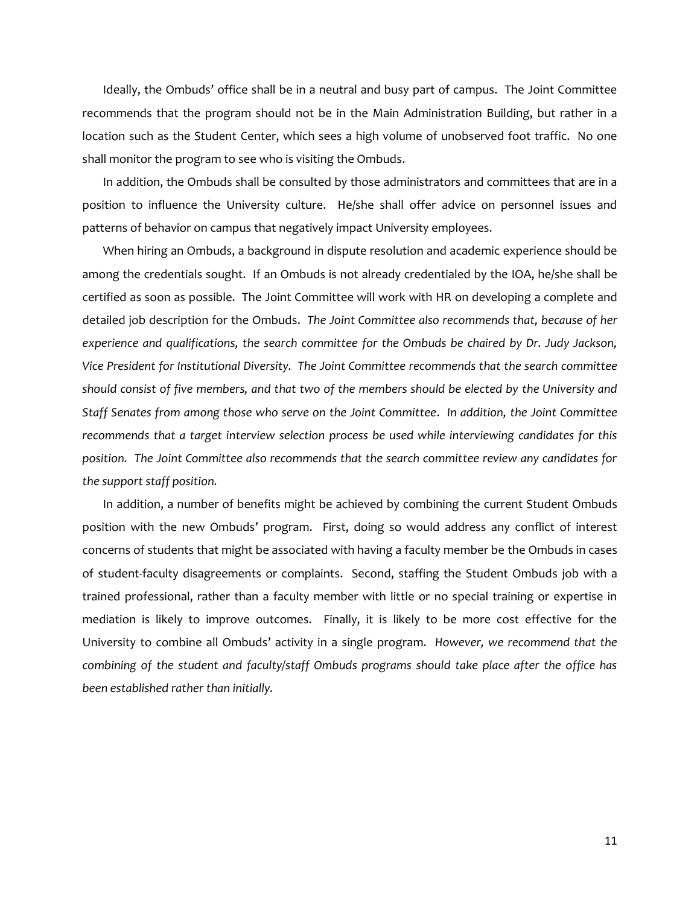Ideally, the Ombuds' office shall be in a neutral and busy part of campus. The Joint Committee recommends that the program should not be in the Main Administration Building, but rather in a location such as the Student Center, which sees a high volume of unobserved foot traffic. No one shall monitor the program to see who is visiting the Ombuds.

In addition, the Ombuds shall be consulted by those administrators and committees that are in a position to influence the University culture. He/she shall offer advice on personnel issues and patterns of behavior on campus that negatively impact University employees.

When hiring an Ombuds, a background in dispute resolution and academic experience should be among the credentials sought. If an Ombuds is not already credentialed by the IOA, he/she shall be certified as soon as possible. The Joint Committee will work with HR on developing a complete and detailed job description for the Ombuds. *The Joint Committee also recommends that, because of her experience and qualifications, the search committee for the Ombuds be chaired by Dr. Judy Jackson, Vice President for Institutional Diversity. The Joint Committee recommends that the search committee should consist of five members, and that two of the members should be elected by the University and Staff Senates from among those who serve on the Joint Committee. In addition, the Joint Committee recommends that a target interview selection process be used while interviewing candidates for this position. The Joint Committee also recommends that the search committee review any candidates for the support staff position.*

In addition, a number of benefits might be achieved by combining the current Student Ombuds position with the new Ombuds' program. First, doing so would address any conflict of interest concerns of students that might be associated with having a faculty member be the Ombuds in cases of student-faculty disagreements or complaints. Second, staffing the Student Ombuds job with a trained professional, rather than a faculty member with little or no special training or expertise in mediation is likely to improve outcomes. Finally, it is likely to be more cost effective for the University to combine all Ombuds' activity in a single program. *However, we recommend that the combining of the student and faculty/staff Ombuds programs should take place after the office has been established rather than initially.*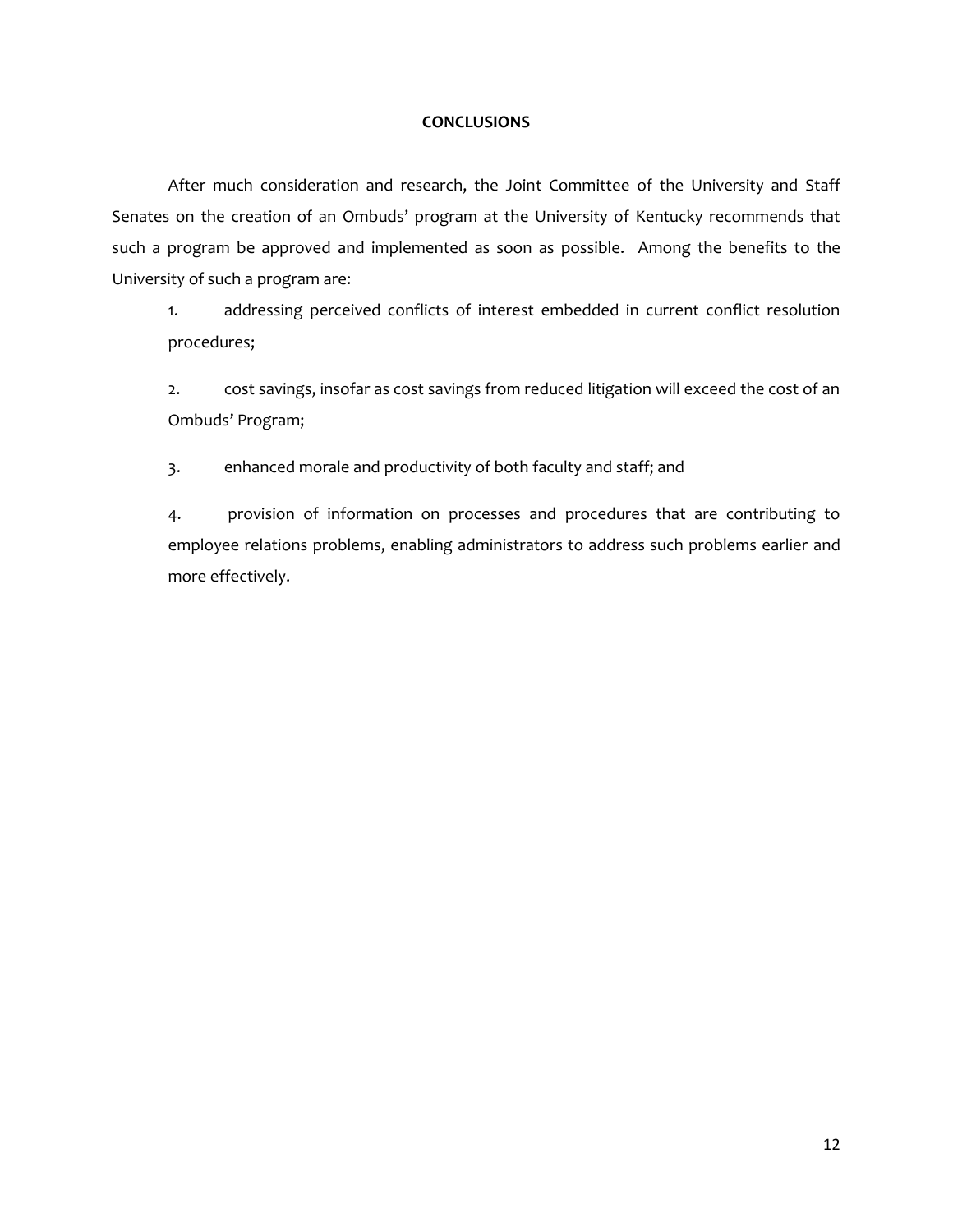## CONCLUSIONS

After much consideration and research, the Joint Committee of the University and Staff Senates on the creation of an Ombuds' program at the University of Kentucky recommends that such a program be approved and implemented as soon as possible. Among the benefits to the University of such a program are:

1. addressing perceived conflicts of interest embedded in current conflict resolution procedures;

2. cost savings, insofar as cost savings from reduced litigation will exceed the cost of an Ombuds' Program;

3. enhanced morale and productivity of both faculty and staff; and

4. provision of information on processes and procedures that are contributing to employee relations problems, enabling administrators to address such problems earlier and more effectively.